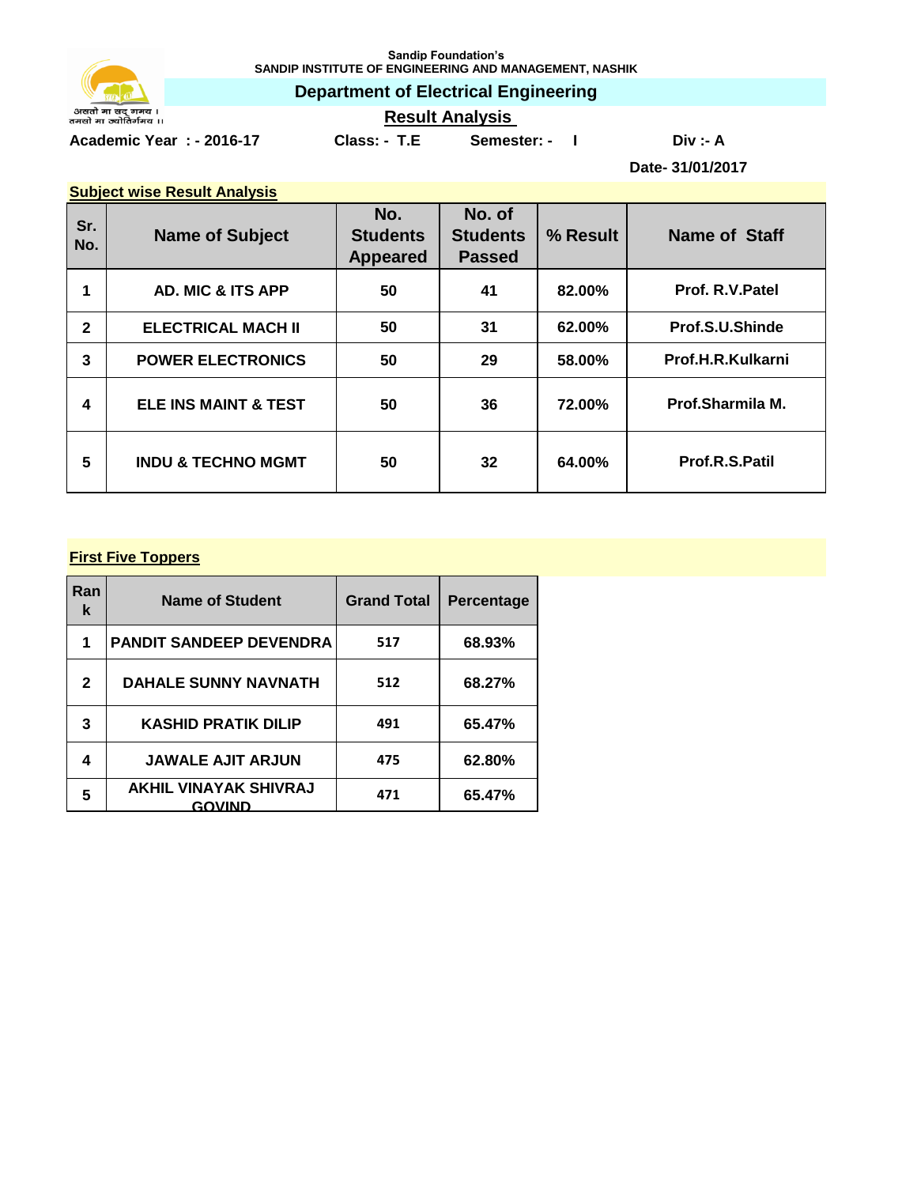Sandip Foundation's

SANDIP INSTITUTE OF ENGINEERING AND MANAGEMENT, NASHIK

असतो मा सद् गमय ।
तमसो मा ज्योतिर्गमय ॥

## Department of Electrical Engineering

### Result Analysis

**Academic Year : - 2016-17** **Class: - T.E** **Semester: - I** **Div :- A**

**Date- 31/01/2017**

**Subject wise Result Analysis**

| Sr. No. | Name of Subject | No. Students Appeared | No. of Students Passed | % Result | Name of Staff |
|---|---|---|---|---|---|
| 1 | AD. MIC & ITS APP | 50 | 41 | 82.00% | Prof. R.V.Patel |
| 2 | ELECTRICAL MACH II | 50 | 31 | 62.00% | Prof.S.U.Shinde |
| 3 | POWER ELECTRONICS | 50 | 29 | 58.00% | Prof.H.R.Kulkarni |
| 4 | ELE INS MAINT & TEST | 50 | 36 | 72.00% | Prof.Sharmila M. |
| 5 | INDU & TECHNO MGMT | 50 | 32 | 64.00% | Prof.R.S.Patil |

**First Five Toppers**

| Rank | Name of Student | Grand Total | Percentage |
|---|---|---|---|
| 1 | PANDIT SANDEEP DEVENDRA | 517 | 68.93% |
| 2 | DAHALE SUNNY NAVNATH | 512 | 68.27% |
| 3 | KASHID PRATIK DILIP | 491 | 65.47% |
| 4 | JAWALE AJIT ARJUN | 475 | 62.80% |
| 5 | AKHIL VINAYAK SHIVRAJ GOVIND | 471 | 65.47% |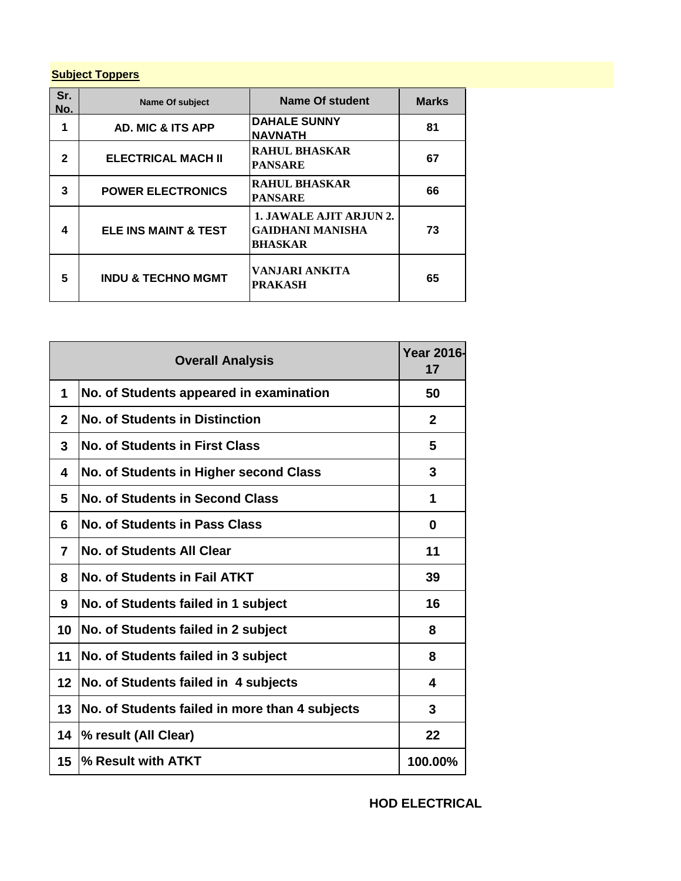**Subject Toppers**

| Sr. No. | Name Of subject | Name Of student | Marks |
|---|---|---|---|
| 1 | AD. MIC & ITS APP | DAHALE SUNNY NAVNATH | 81 |
| 2 | ELECTRICAL MACH II | RAHUL BHASKAR PANSARE | 67 |
| 3 | POWER ELECTRONICS | RAHUL BHASKAR PANSARE | 66 |
| 4 | ELE INS MAINT & TEST | 1. JAWALE AJIT ARJUN 2. GAIDHANI MANISHA BHASKAR | 73 |
| 5 | INDU & TECHNO MGMT | VANJARI ANKITA PRAKASH | 65 |

| Overall Analysis | | Year 2016-17 |
|---|---|---|
| 1 | No. of Students appeared in examination | 50 |
| 2 | No. of Students in Distinction | 2 |
| 3 | No. of Students in First Class | 5 |
| 4 | No. of Students in Higher second Class | 3 |
| 5 | No. of Students in Second Class | 1 |
| 6 | No. of Students in Pass Class | 0 |
| 7 | No. of Students All Clear | 11 |
| 8 | No. of Students in Fail ATKT | 39 |
| 9 | No. of Students failed in 1 subject | 16 |
| 10 | No. of Students failed in 2 subject | 8 |
| 11 | No. of Students failed in 3 subject | 8 |
| 12 | No. of Students failed in 4 subjects | 4 |
| 13 | No. of Students failed in more than 4 subjects | 3 |
| 14 | % result (All Clear) | 22 |
| 15 | % Result with ATKT | 100.00% |

**HOD ELECTRICAL**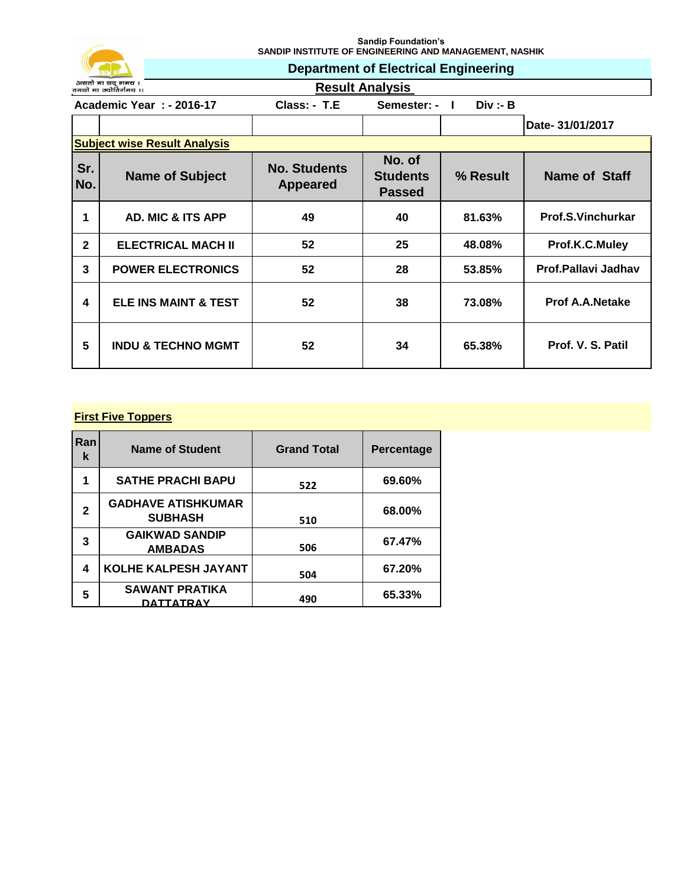Sandip Foundation's
SANDIP INSTITUTE OF ENGINEERING AND MANAGEMENT, NASHIK

असतो मा सद् गमय ।
तमसो मा ज्योतिर्गमय ।।

## Department of Electrical Engineering

### Result Analysis

**Academic Year : - 2016-17** **Class: - T.E** **Semester: - I** **Div :- B**

**Date- 31/01/2017**

**Subject wise Result Analysis**

| Sr. No. | Name of Subject | No. Students Appeared | No. of Students Passed | % Result | Name of Staff |
|---|---|---|---|---|---|
| 1 | AD. MIC & ITS APP | 49 | 40 | 81.63% | Prof.S.Vinchurkar |
| 2 | ELECTRICAL MACH II | 52 | 25 | 48.08% | Prof.K.C.Muley |
| 3 | POWER ELECTRONICS | 52 | 28 | 53.85% | Prof.Pallavi Jadhav |
| 4 | ELE INS MAINT & TEST | 52 | 38 | 73.08% | Prof A.A.Netake |
| 5 | INDU & TECHNO MGMT | 52 | 34 | 65.38% | Prof. V. S. Patil |

**First Five Toppers**

| Rank | Name of Student | Grand Total | Percentage |
|---|---|---|---|
| 1 | SATHE PRACHI BAPU | 522 | 69.60% |
| 2 | GADHAVE ATISHKUMAR SUBHASH | 510 | 68.00% |
| 3 | GAIKWAD SANDIP AMBADAS | 506 | 67.47% |
| 4 | KOLHE KALPESH JAYANT | 504 | 67.20% |
| 5 | SAWANT PRATIKA DATTATRAY | 490 | 65.33% |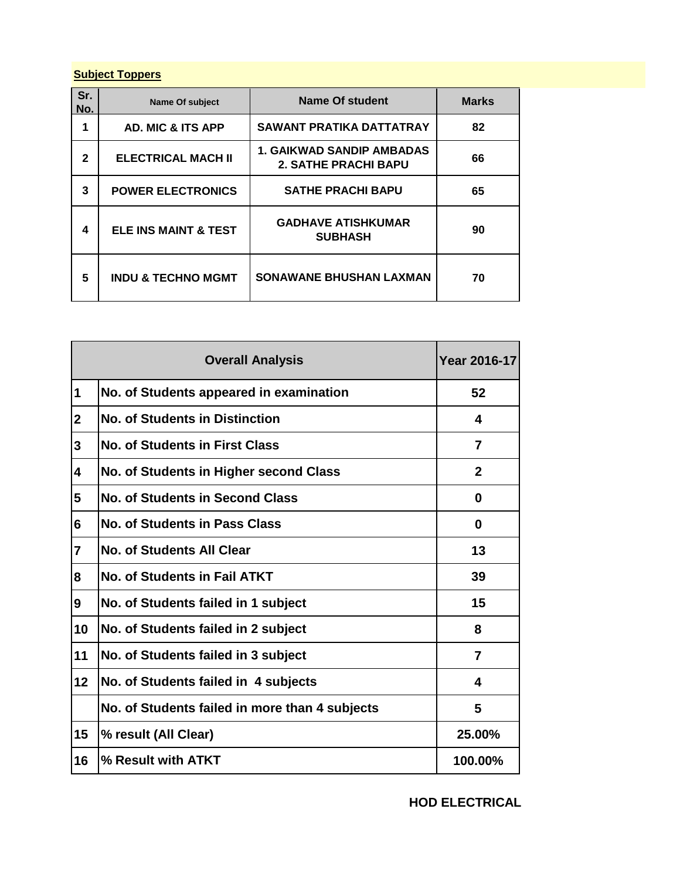**Subject Toppers**

| Sr. No. | Name Of subject | Name Of student | Marks |
|---|---|---|---|
| 1 | AD. MIC & ITS APP | SAWANT PRATIKA DATTATRAY | 82 |
| 2 | ELECTRICAL MACH II | 1. GAIKWAD SANDIP AMBADAS<br>2. SATHE PRACHI BAPU | 66 |
| 3 | POWER ELECTRONICS | SATHE PRACHI BAPU | 65 |
| 4 | ELE INS MAINT & TEST | GADHAVE ATISHKUMAR SUBHASH | 90 |
| 5 | INDU & TECHNO MGMT | SONAWANE BHUSHAN LAXMAN | 70 |

| Overall Analysis | | Year 2016-17 |
|---|---|---|
| 1 | No. of Students appeared in examination | 52 |
| 2 | No. of Students in Distinction | 4 |
| 3 | No. of Students in First Class | 7 |
| 4 | No. of Students in Higher second Class | 2 |
| 5 | No. of Students in Second Class | 0 |
| 6 | No. of Students in Pass Class | 0 |
| 7 | No. of Students All Clear | 13 |
| 8 | No. of Students in Fail ATKT | 39 |
| 9 | No. of Students failed in 1 subject | 15 |
| 10 | No. of Students failed in 2 subject | 8 |
| 11 | No. of Students failed in 3 subject | 7 |
| 12 | No. of Students failed in 4 subjects | 4 |
| | No. of Students failed in more than 4 subjects | 5 |
| 15 | % result (All Clear) | 25.00% |
| 16 | % Result with ATKT | 100.00% |

**HOD ELECTRICAL**